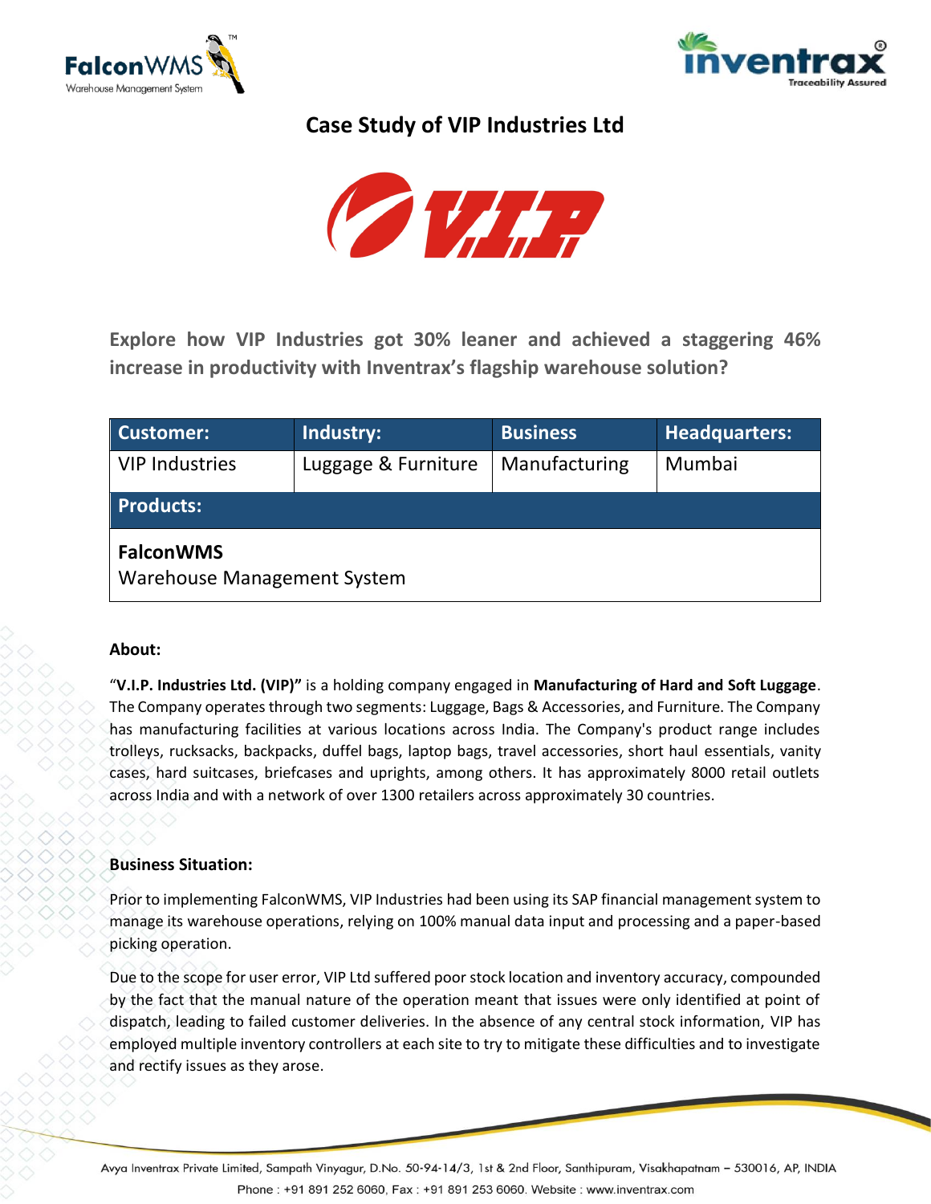# Case Study of VIP Industries Ltd

**Explore how VIP Industries got 30% leaner and achieved a staggering 46% increase in productivity with Inventrax's flagship warehouse solution?**

| Customer: | Industry: | Business | Headquarters: |
|---|---|---|---|
| VIP Industries | Luggage & Furniture | Manufacturing | Mumbai |
| **Products:** | | | |
| **FalconWMS** Warehouse Management System | | | |

**About:**

"**V.I.P. Industries Ltd. (VIP)"** is a holding company engaged in **Manufacturing of Hard and Soft Luggage**. The Company operates through two segments: Luggage, Bags & Accessories, and Furniture. The Company has manufacturing facilities at various locations across India. The Company's product range includes trolleys, rucksacks, backpacks, duffel bags, laptop bags, travel accessories, short haul essentials, vanity cases, hard suitcases, briefcases and uprights, among others. It has approximately 8000 retail outlets across India and with a network of over 1300 retailers across approximately 30 countries.

**Business Situation:**

Prior to implementing FalconWMS, VIP Industries had been using its SAP financial management system to manage its warehouse operations, relying on 100% manual data input and processing and a paper-based picking operation.

Due to the scope for user error, VIP Ltd suffered poor stock location and inventory accuracy, compounded by the fact that the manual nature of the operation meant that issues were only identified at point of dispatch, leading to failed customer deliveries. In the absence of any central stock information, VIP has employed multiple inventory controllers at each site to try to mitigate these difficulties and to investigate and rectify issues as they arose.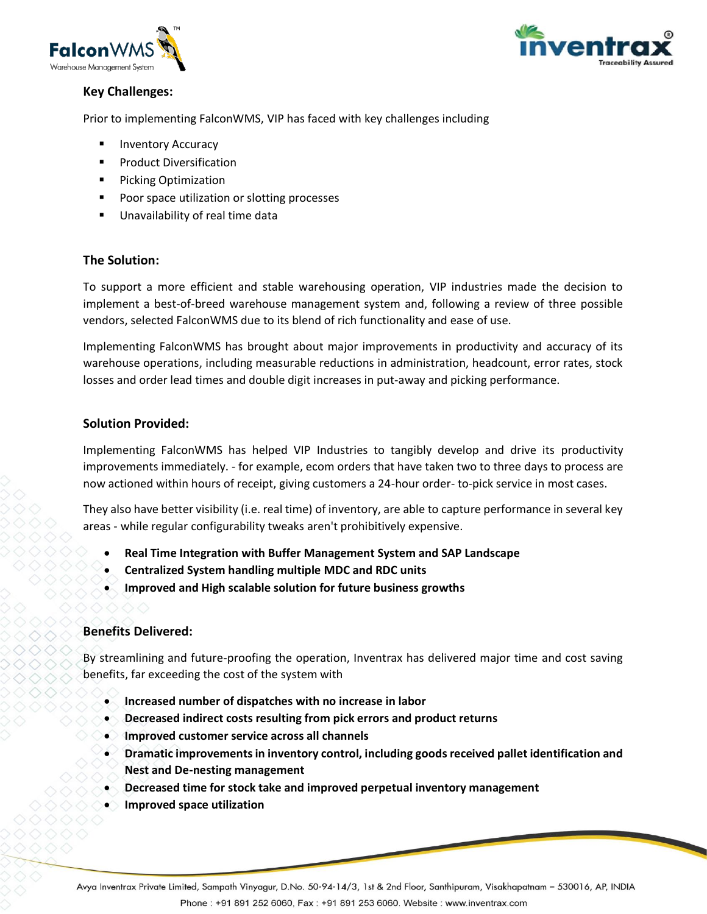## Key Challenges:

Prior to implementing FalconWMS, VIP has faced with key challenges including

- Inventory Accuracy
- Product Diversification
- Picking Optimization
- Poor space utilization or slotting processes
- Unavailability of real time data

## The Solution:

To support a more efficient and stable warehousing operation, VIP industries made the decision to implement a best-of-breed warehouse management system and, following a review of three possible vendors, selected FalconWMS due to its blend of rich functionality and ease of use.

Implementing FalconWMS has brought about major improvements in productivity and accuracy of its warehouse operations, including measurable reductions in administration, headcount, error rates, stock losses and order lead times and double digit increases in put-away and picking performance.

## Solution Provided:

Implementing FalconWMS has helped VIP Industries to tangibly develop and drive its productivity improvements immediately. - for example, ecom orders that have taken two to three days to process are now actioned within hours of receipt, giving customers a 24-hour order- to-pick service in most cases.

They also have better visibility (i.e. real time) of inventory, are able to capture performance in several key areas - while regular configurability tweaks aren't prohibitively expensive.

- **Real Time Integration with Buffer Management System and SAP Landscape**
- **Centralized System handling multiple MDC and RDC units**
- **Improved and High scalable solution for future business growths**

## Benefits Delivered:

By streamlining and future-proofing the operation, Inventrax has delivered major time and cost saving benefits, far exceeding the cost of the system with

- **Increased number of dispatches with no increase in labor**
- **Decreased indirect costs resulting from pick errors and product returns**
- **Improved customer service across all channels**
- **Dramatic improvements in inventory control, including goods received pallet identification and Nest and De-nesting management**
- **Decreased time for stock take and improved perpetual inventory management**
- **Improved space utilization**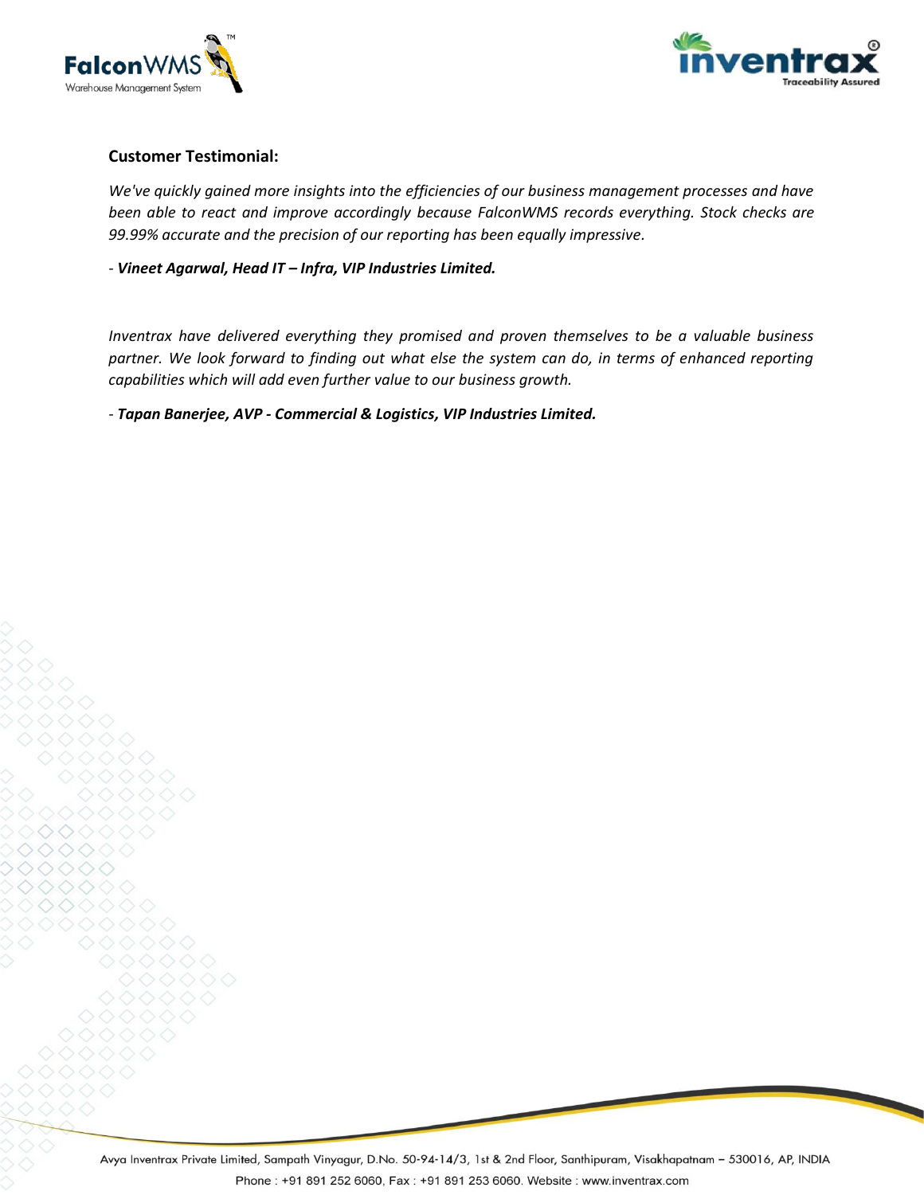**Customer Testimonial:**

*We've quickly gained more insights into the efficiencies of our business management processes and have been able to react and improve accordingly because FalconWMS records everything. Stock checks are 99.99% accurate and the precision of our reporting has been equally impressive.*

- ***Vineet Agarwal, Head IT – Infra, VIP Industries Limited.***

*Inventrax have delivered everything they promised and proven themselves to be a valuable business partner. We look forward to finding out what else the system can do, in terms of enhanced reporting capabilities which will add even further value to our business growth.*

- ***Tapan Banerjee, AVP - Commercial & Logistics, VIP Industries Limited.***